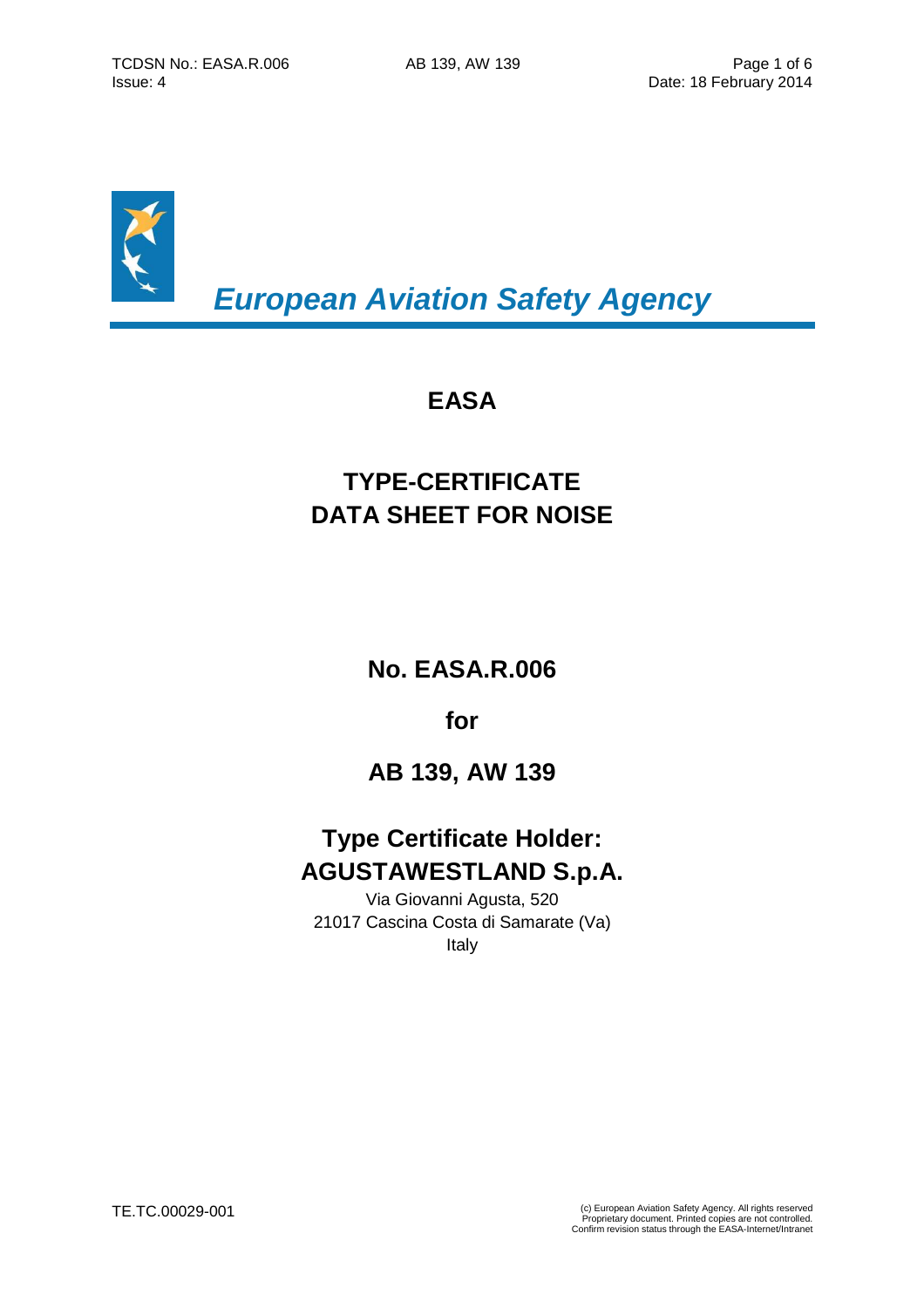*European Aviation Safety Agency*

# EASA

# TYPE-CERTIFICATE DATA SHEET FOR NOISE

## No. EASA.R.006

## for

## AB 139, AW 139

## Type Certificate Holder: AGUSTAWESTLAND S.p.A.

Via Giovanni Agusta, 520
21017 Cascina Costa di Samarate (Va)
Italy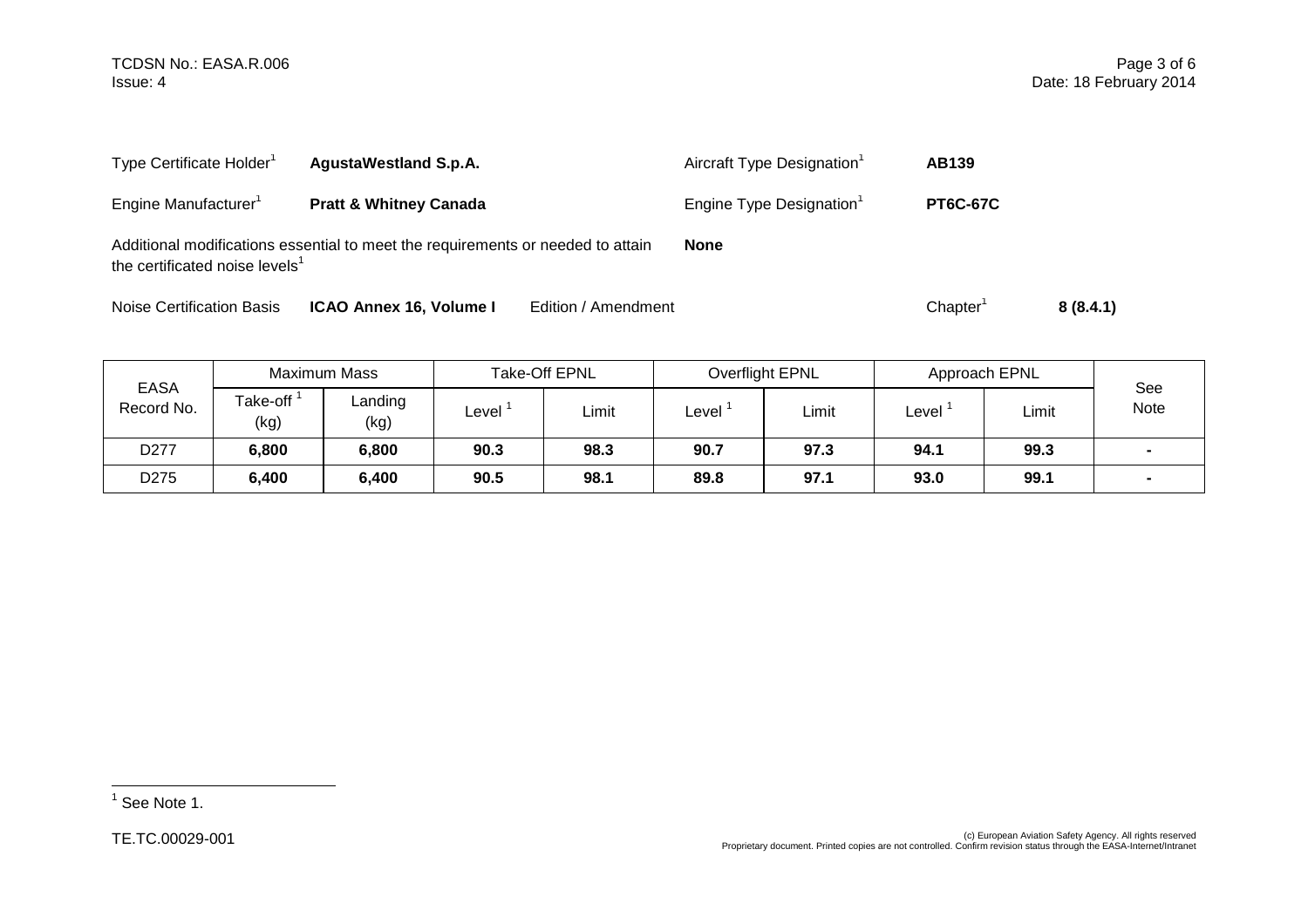Type Certificate Holder[1] **AgustaWestland S.p.A.**

Aircraft Type Designation[1] **AB139**

Engine Manufacturer[1] **Pratt & Whitney Canada**

Engine Type Designation[1] **PT6C-67C**

Additional modifications essential to meet the requirements or needed to attain the certificated noise levels[1] **None**

Noise Certification Basis **ICAO Annex 16, Volume I** Edition / Amendment Chapter[1] **8 (8.4.1)**

| EASA Record No. | Maximum Mass | | Take-Off EPNL | | Overflight EPNL | | Approach EPNL | | See Note |
|---|---|---|---|---|---|---|---|---|---|
| | Take-off [1] (kg) | Landing (kg) | Level [1] | Limit | Level [1] | Limit | Level [1] | Limit | |
| D277 | **6,800** | **6,800** | **90.3** | **98.3** | **90.7** | **97.3** | **94.1** | **99.3** | **-** |
| D275 | **6,400** | **6,400** | **90.5** | **98.1** | **89.8** | **97.1** | **93.0** | **99.1** | **-** |

[1] See Note 1.

TE.TC.00029-001

(c) European Aviation Safety Agency. All rights reserved
Proprietary document. Printed copies are not controlled. Confirm revision status through the EASA-Internet/Intranet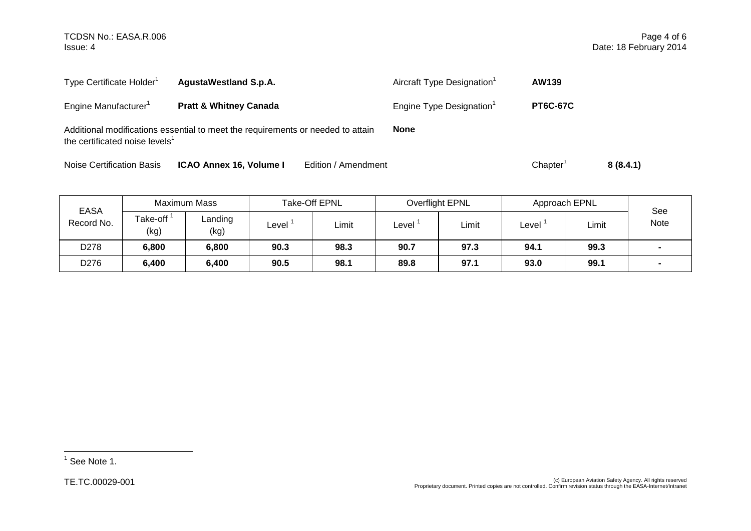Type Certificate Holder[1] **AgustaWestland S.p.A.**

Aircraft Type Designation[1] **AW139**

Engine Manufacturer[1] **Pratt & Whitney Canada**

Engine Type Designation[1] **PT6C-67C**

Additional modifications essential to meet the requirements or needed to attain the certificated noise levels[1] **None**

Noise Certification Basis **ICAO Annex 16, Volume I** Edition / Amendment Chapter[1] **8 (8.4.1)**

| EASA Record No. | Maximum Mass | | Take-Off EPNL | | Overflight EPNL | | Approach EPNL | | See Note |
|---|---|---|---|---|---|---|---|---|---|
| | Take-off [1] (kg) | Landing (kg) | Level [1] | Limit | Level [1] | Limit | Level [1] | Limit | |
| D278 | **6,800** | **6,800** | **90.3** | **98.3** | **90.7** | **97.3** | **94.1** | **99.3** | **-** |
| D276 | **6,400** | **6,400** | **90.5** | **98.1** | **89.8** | **97.1** | **93.0** | **99.1** | **-** |

[1] See Note 1.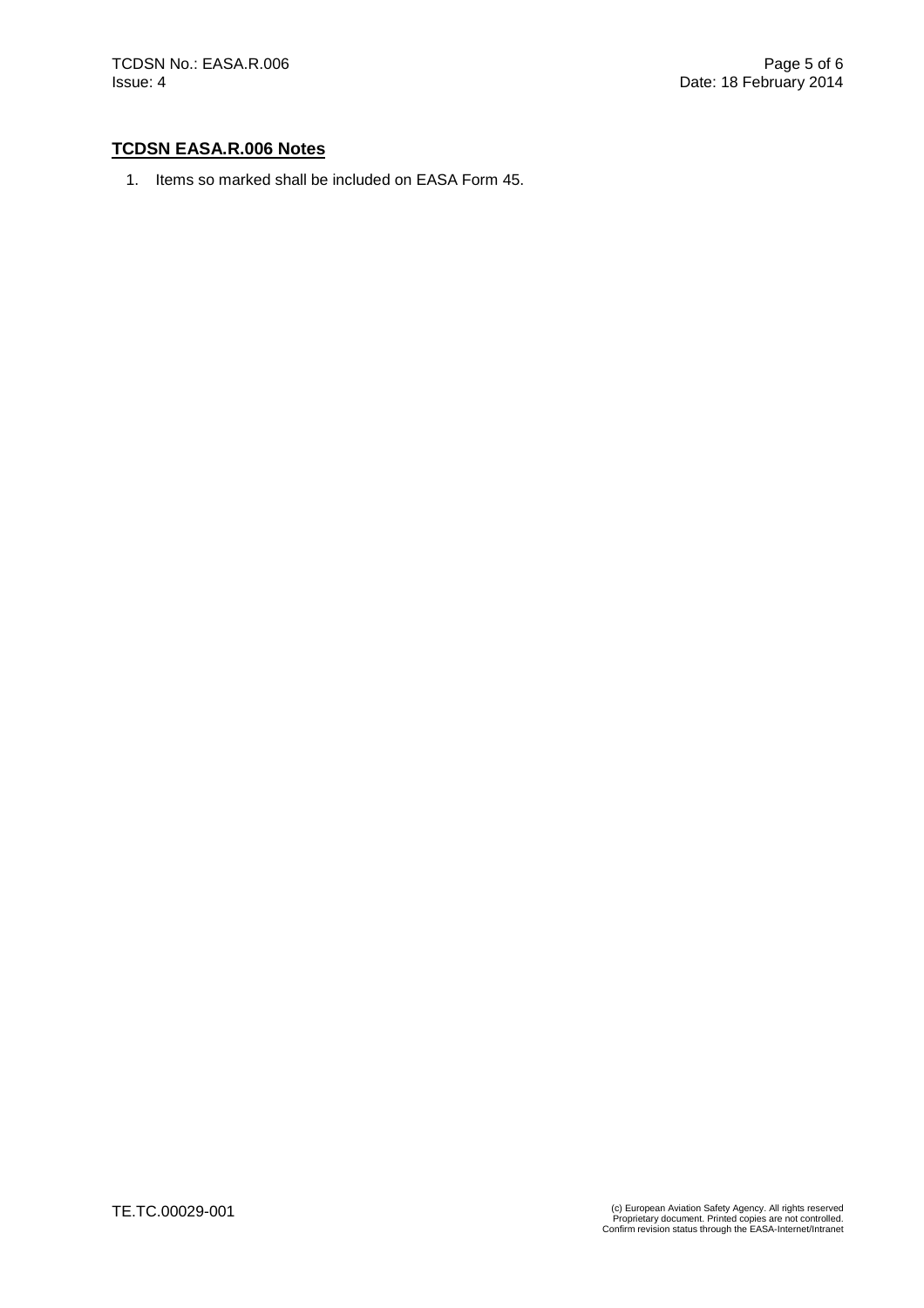## TCDSN EASA.R.006 Notes

1. Items so marked shall be included on EASA Form 45.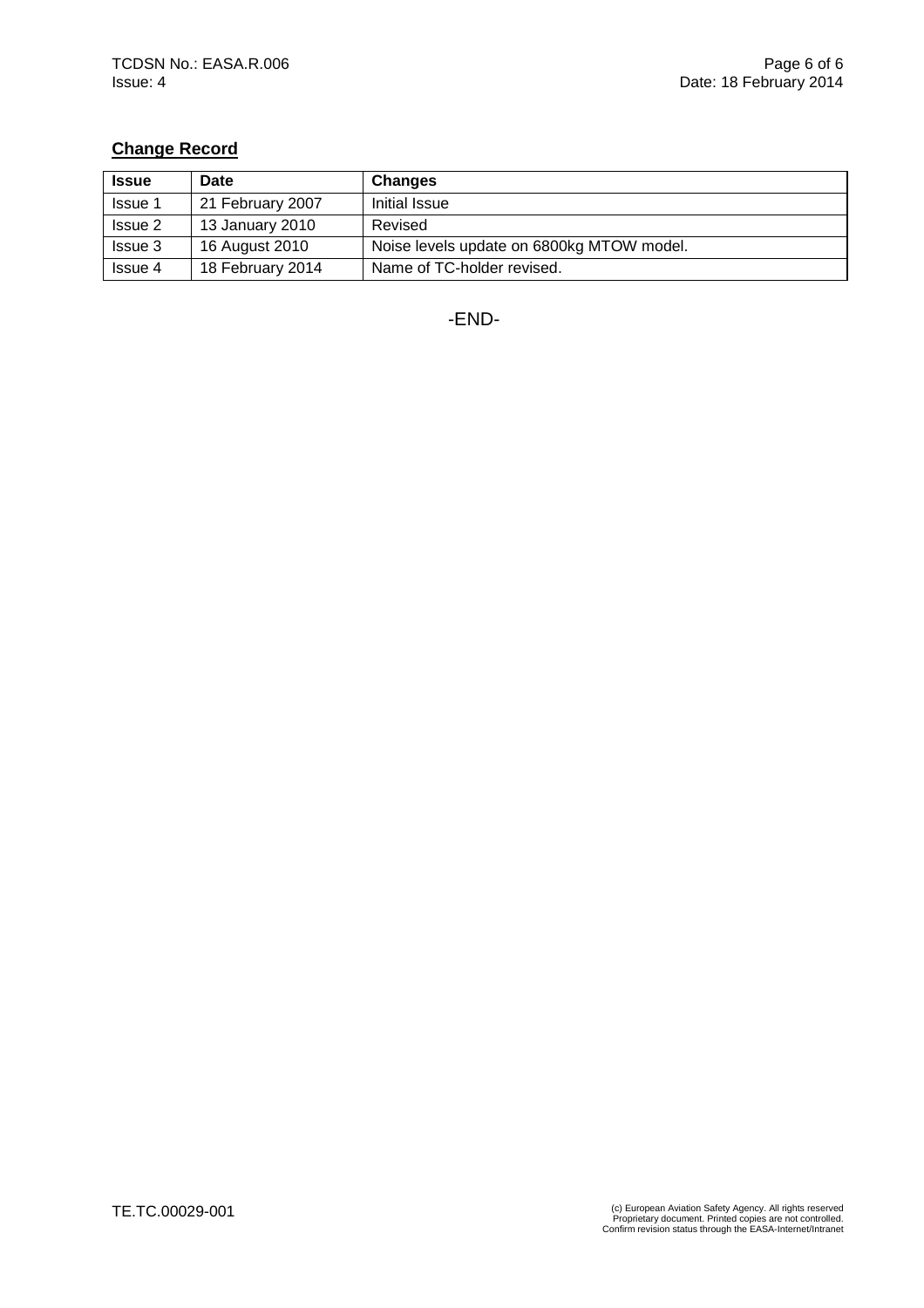**Change Record**

| Issue | Date | Changes |
|---|---|---|
| Issue 1 | 21 February 2007 | Initial Issue |
| Issue 2 | 13 January 2010 | Revised |
| Issue 3 | 16 August 2010 | Noise levels update on 6800kg MTOW model. |
| Issue 4 | 18 February 2014 | Name of TC-holder revised. |

-END-